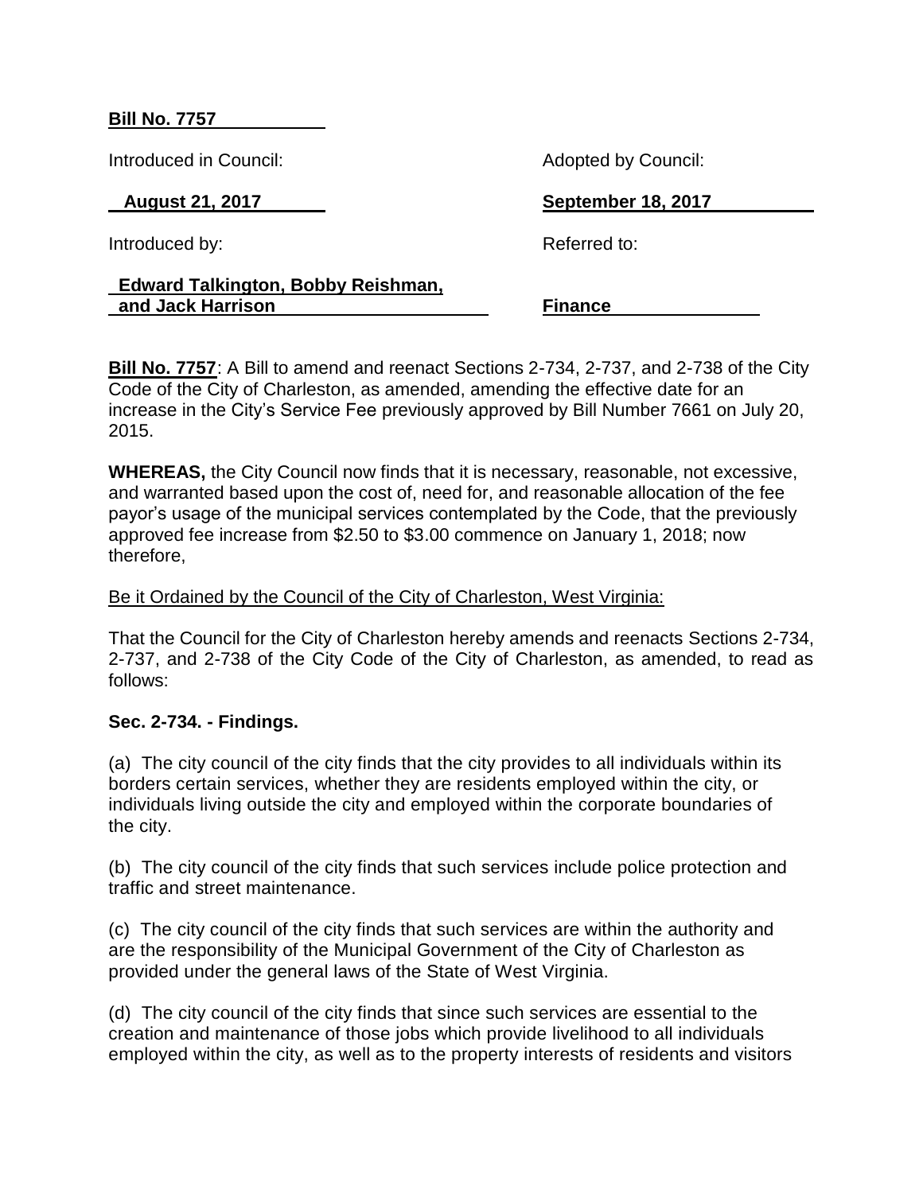**Bill No. 7757**

Introduced in Council: **August 21, 2017**

Adopted by Council: **September 18, 2017**

Introduced by: **Edward Talkington, Bobby Reishman, and Jack Harrison**

Referred to: **Finance**

**Bill No. 7757**: A Bill to amend and reenact Sections 2-734, 2-737, and 2-738 of the City Code of the City of Charleston, as amended, amending the effective date for an increase in the City's Service Fee previously approved by Bill Number 7661 on July 20, 2015.

**WHEREAS,** the City Council now finds that it is necessary, reasonable, not excessive, and warranted based upon the cost of, need for, and reasonable allocation of the fee payor's usage of the municipal services contemplated by the Code, that the previously approved fee increase from $2.50 to $3.00 commence on January 1, 2018; now therefore,

Be it Ordained by the Council of the City of Charleston, West Virginia:

That the Council for the City of Charleston hereby amends and reenacts Sections 2-734, 2-737, and 2-738 of the City Code of the City of Charleston, as amended, to read as follows:

**Sec. 2-734. - Findings.**

(a) The city council of the city finds that the city provides to all individuals within its borders certain services, whether they are residents employed within the city, or individuals living outside the city and employed within the corporate boundaries of the city.

(b) The city council of the city finds that such services include police protection and traffic and street maintenance.

(c) The city council of the city finds that such services are within the authority and are the responsibility of the Municipal Government of the City of Charleston as provided under the general laws of the State of West Virginia.

(d) The city council of the city finds that since such services are essential to the creation and maintenance of those jobs which provide livelihood to all individuals employed within the city, as well as to the property interests of residents and visitors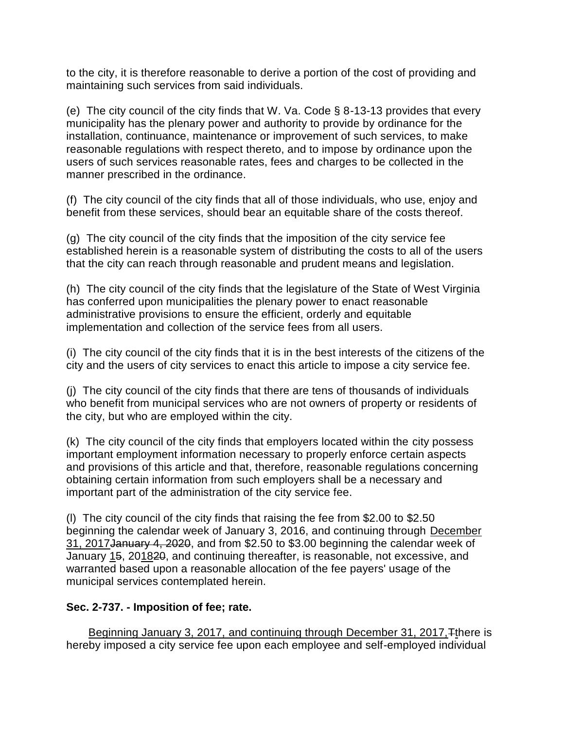to the city, it is therefore reasonable to derive a portion of the cost of providing and maintaining such services from said individuals.

(e) The city council of the city finds that W. Va. Code § 8-13-13 provides that every municipality has the plenary power and authority to provide by ordinance for the installation, continuance, maintenance or improvement of such services, to make reasonable regulations with respect thereto, and to impose by ordinance upon the users of such services reasonable rates, fees and charges to be collected in the manner prescribed in the ordinance.

(f) The city council of the city finds that all of those individuals, who use, enjoy and benefit from these services, should bear an equitable share of the costs thereof.

(g) The city council of the city finds that the imposition of the city service fee established herein is a reasonable system of distributing the costs to all of the users that the city can reach through reasonable and prudent means and legislation.

(h) The city council of the city finds that the legislature of the State of West Virginia has conferred upon municipalities the plenary power to enact reasonable administrative provisions to ensure the efficient, orderly and equitable implementation and collection of the service fees from all users.

(i) The city council of the city finds that it is in the best interests of the citizens of the city and the users of city services to enact this article to impose a city service fee.

(j) The city council of the city finds that there are tens of thousands of individuals who benefit from municipal services who are not owners of property or residents of the city, but who are employed within the city.

(k) The city council of the city finds that employers located within the city possess important employment information necessary to properly enforce certain aspects and provisions of this article and that, therefore, reasonable regulations concerning obtaining certain information from such employers shall be a necessary and important part of the administration of the city service fee.

(l) The city council of the city finds that raising the fee from $2.00 to $2.50 beginning the calendar week of January 3, 2016, and continuing through <u>December 31, 2017</u>~~January 4, 2020~~, and from $2.50 to $3.00 beginning the calendar week of January <u>1</u>~~5~~, 20<u>18</u>~~20~~, and continuing thereafter, is reasonable, not excessive, and warranted based upon a reasonable allocation of the fee payers' usage of the municipal services contemplated herein.

**Sec. 2-737. - Imposition of fee; rate.**

<u>Beginning January 3, 2017, and continuing through December 31, 2017,</u>~~T~~<u>t</u>here is hereby imposed a city service fee upon each employee and self-employed individual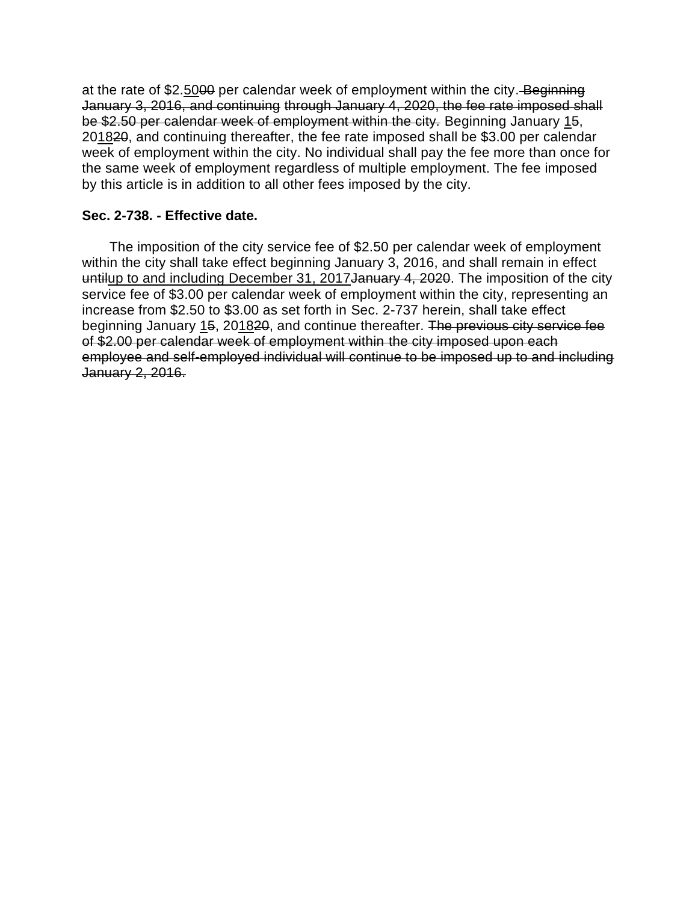at the rate of $2.<u>50</u>~~00~~ per calendar week of employment within the city.~~ Beginning January 3, 2016, and continuing through January 4, 2020, the fee rate imposed shall be $2.50 per calendar week of employment within the city.~~ Beginning January <u>1</u>~~5~~, 20<u>18</u>~~20~~, and continuing thereafter, the fee rate imposed shall be $3.00 per calendar week of employment within the city. No individual shall pay the fee more than once for the same week of employment regardless of multiple employment. The fee imposed by this article is in addition to all other fees imposed by the city.

**Sec. 2-738. - Effective date.**

The imposition of the city service fee of $2.50 per calendar week of employment within the city shall take effect beginning January 3, 2016, and shall remain in effect ~~until~~<u>up to and including December 31, 2017</u>~~January 4, 2020~~. The imposition of the city service fee of $3.00 per calendar week of employment within the city, representing an increase from $2.50 to $3.00 as set forth in Sec. 2-737 herein, shall take effect beginning January <u>1</u>~~5~~, 20<u>18</u>~~20~~, and continue thereafter. ~~The previous city service fee of $2.00 per calendar week of employment within the city imposed upon each employee and self-employed individual will continue to be imposed up to and including January 2, 2016.~~